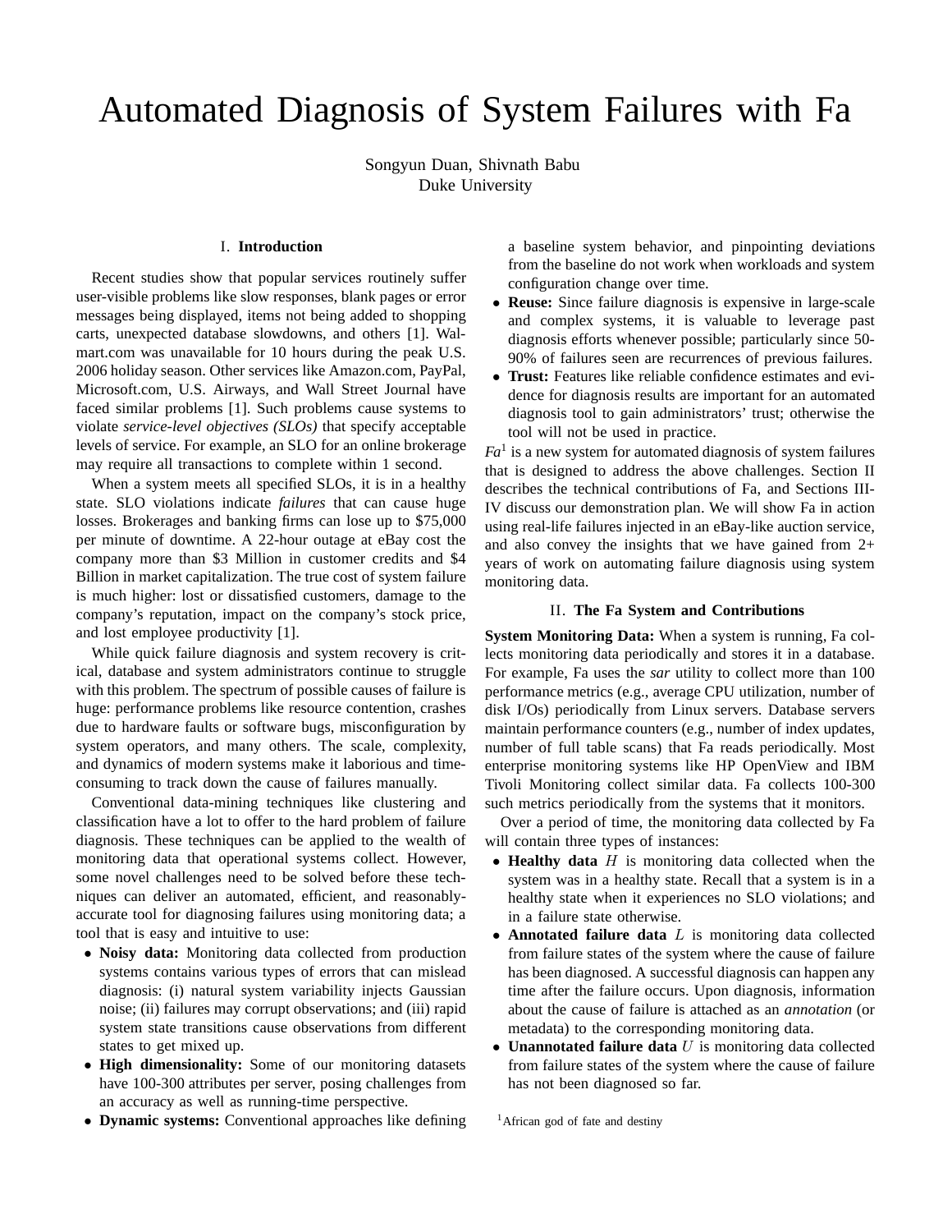# Automated Diagnosis of System Failures with Fa

Songyun Duan, Shivnath Babu
Duke University

## I. Introduction

Recent studies show that popular services routinely suffer user-visible problems like slow responses, blank pages or error messages being displayed, items not being added to shopping carts, unexpected database slowdowns, and others [1]. Walmart.com was unavailable for 10 hours during the peak U.S. 2006 holiday season. Other services like Amazon.com, PayPal, Microsoft.com, U.S. Airways, and Wall Street Journal have faced similar problems [1]. Such problems cause systems to violate *service-level objectives (SLOs)* that specify acceptable levels of service. For example, an SLO for an online brokerage may require all transactions to complete within 1 second.

When a system meets all specified SLOs, it is in a healthy state. SLO violations indicate *failures* that can cause huge losses. Brokerages and banking firms can lose up to $75,000 per minute of downtime. A 22-hour outage at eBay cost the company more than $3 Million in customer credits and $4 Billion in market capitalization. The true cost of system failure is much higher: lost or dissatisfied customers, damage to the company's reputation, impact on the company's stock price, and lost employee productivity [1].

While quick failure diagnosis and system recovery is critical, database and system administrators continue to struggle with this problem. The spectrum of possible causes of failure is huge: performance problems like resource contention, crashes due to hardware faults or software bugs, misconfiguration by system operators, and many others. The scale, complexity, and dynamics of modern systems make it laborious and time-consuming to track down the cause of failures manually.

Conventional data-mining techniques like clustering and classification have a lot to offer to the hard problem of failure diagnosis. These techniques can be applied to the wealth of monitoring data that operational systems collect. However, some novel challenges need to be solved before these techniques can deliver an automated, efficient, and reasonably-accurate tool for diagnosing failures using monitoring data; a tool that is easy and intuitive to use:

- **Noisy data:** Monitoring data collected from production systems contains various types of errors that can mislead diagnosis: (i) natural system variability injects Gaussian noise; (ii) failures may corrupt observations; and (iii) rapid system state transitions cause observations from different states to get mixed up.
- **High dimensionality:** Some of our monitoring datasets have 100-300 attributes per server, posing challenges from an accuracy as well as running-time perspective.
- **Dynamic systems:** Conventional approaches like defining a baseline system behavior, and pinpointing deviations from the baseline do not work when workloads and system configuration change over time.
- **Reuse:** Since failure diagnosis is expensive in large-scale and complex systems, it is valuable to leverage past diagnosis efforts whenever possible; particularly since 50-90% of failures seen are recurrences of previous failures.
- **Trust:** Features like reliable confidence estimates and evidence for diagnosis results are important for an automated diagnosis tool to gain administrators' trust; otherwise the tool will not be used in practice.

*Fa*[1] is a new system for automated diagnosis of system failures that is designed to address the above challenges. Section II describes the technical contributions of Fa, and Sections III-IV discuss our demonstration plan. We will show Fa in action using real-life failures injected in an eBay-like auction service, and also convey the insights that we have gained from 2+ years of work on automating failure diagnosis using system monitoring data.

## II. The Fa System and Contributions

**System Monitoring Data:** When a system is running, Fa collects monitoring data periodically and stores it in a database. For example, Fa uses the *sar* utility to collect more than 100 performance metrics (e.g., average CPU utilization, number of disk I/Os) periodically from Linux servers. Database servers maintain performance counters (e.g., number of index updates, number of full table scans) that Fa reads periodically. Most enterprise monitoring systems like HP OpenView and IBM Tivoli Monitoring collect similar data. Fa collects 100-300 such metrics periodically from the systems that it monitors.

Over a period of time, the monitoring data collected by Fa will contain three types of instances:

- **Healthy data** $H$ is monitoring data collected when the system was in a healthy state. Recall that a system is in a healthy state when it experiences no SLO violations; and in a failure state otherwise.
- **Annotated failure data** $L$ is monitoring data collected from failure states of the system where the cause of failure has been diagnosed. A successful diagnosis can happen any time after the failure occurs. Upon diagnosis, information about the cause of failure is attached as an *annotation* (or metadata) to the corresponding monitoring data.
- **Unannotated failure data** $U$ is monitoring data collected from failure states of the system where the cause of failure has not been diagnosed so far.

[1] African god of fate and destiny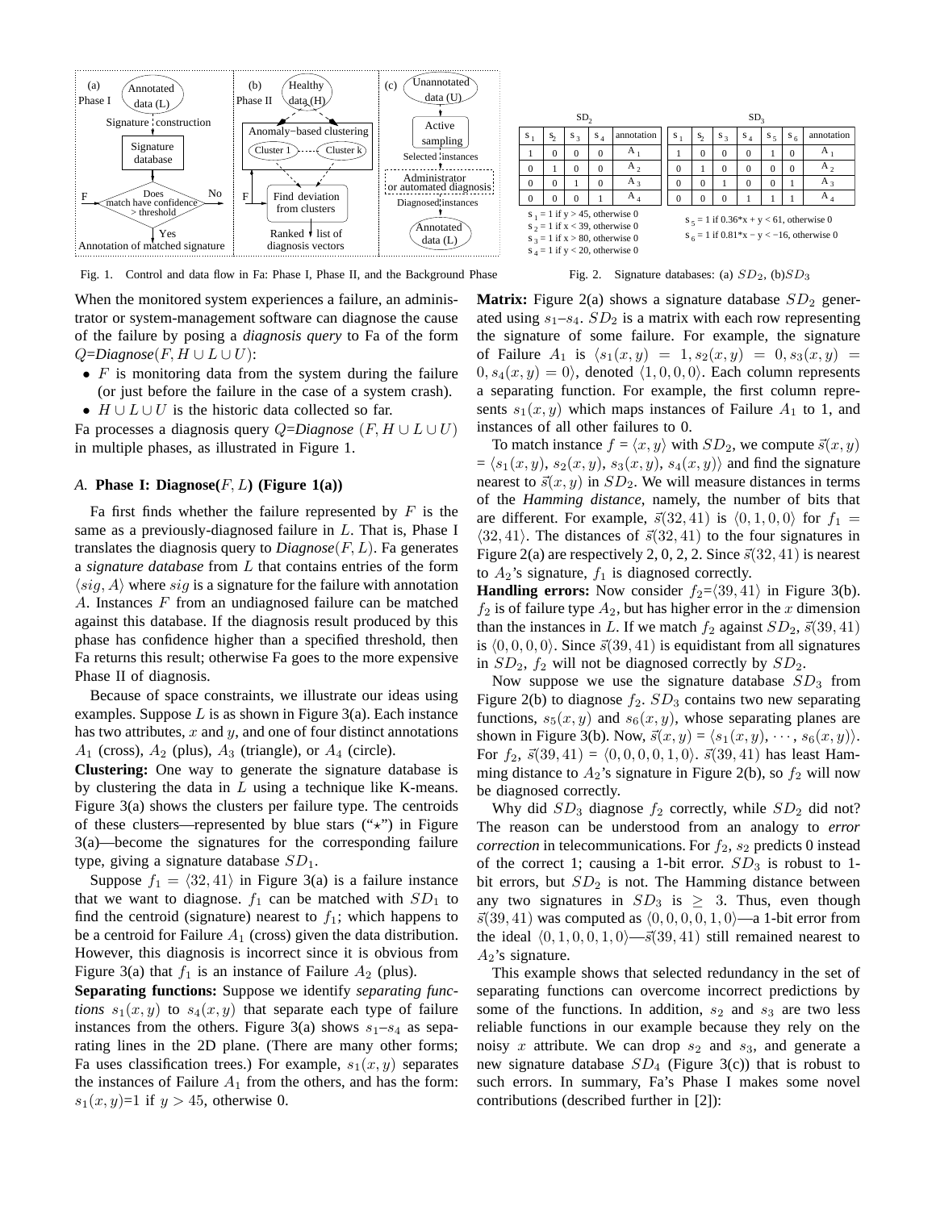Fig. 1. Control and data flow in Fa: Phase I, Phase II, and the Background Phase

| $SD_2$ | | | | |
|---|---|---|---|---|
| $s_1$ | $s_2$ | $s_3$ | $s_4$ | annotation |
| 1 | 0 | 0 | 0 | $A_1$ |
| 0 | 1 | 0 | 0 | $A_2$ |
| 0 | 0 | 1 | 0 | $A_3$ |
| 0 | 0 | 0 | 1 | $A_4$ |

$s_1$ = 1 if y > 45, otherwise 0
$s_2$ = 1 if x < 39, otherwise 0
$s_3$ = 1 if x > 80, otherwise 0
$s_4$ = 1 if y < 20, otherwise 0

| $SD_3$ | | | | | | |
|---|---|---|---|---|---|---|
| $s_1$ | $s_2$ | $s_3$ | $s_4$ | $s_5$ | $s_6$ | annotation |
| 1 | 0 | 0 | 0 | 1 | 0 | $A_1$ |
| 0 | 1 | 0 | 0 | 0 | 0 | $A_2$ |
| 0 | 0 | 1 | 0 | 0 | 1 | $A_3$ |
| 0 | 0 | 0 | 1 | 1 | 1 | $A_4$ |

$s_5$ = 1 if 0.36\*x + y < 61, otherwise 0
$s_6$ = 1 if 0.81\*x − y < −16, otherwise 0

Fig. 2. Signature databases: (a) $SD_2$, (b)$SD_3$

When the monitored system experiences a failure, an administrator or system-management software can diagnose the cause of the failure by posing a *diagnosis query* to Fa of the form $Q$=*Diagnose*$(F, H \cup L \cup U)$:

- $F$ is monitoring data from the system during the failure (or just before the failure in the case of a system crash).
- $H \cup L \cup U$ is the historic data collected so far.

Fa processes a diagnosis query $Q$=*Diagnose* $(F, H \cup L \cup U)$ in multiple phases, as illustrated in Figure 1.

### A. Phase I: Diagnose($F, L$) (Figure 1(a))

Fa first finds whether the failure represented by $F$ is the same as a previously-diagnosed failure in $L$. That is, Phase I translates the diagnosis query to *Diagnose*$(F, L)$. Fa generates a *signature database* from $L$ that contains entries of the form $\langle sig, A\rangle$ where $sig$ is a signature for the failure with annotation $A$. Instances $F$ from an undiagnosed failure can be matched against this database. If the diagnosis result produced by this phase has confidence higher than a specified threshold, then Fa returns this result; otherwise Fa goes to the more expensive Phase II of diagnosis.

Because of space constraints, we illustrate our ideas using examples. Suppose $L$ is as shown in Figure 3(a). Each instance has two attributes, $x$ and $y$, and one of four distinct annotations $A_1$ (cross), $A_2$ (plus), $A_3$ (triangle), or $A_4$ (circle).

**Clustering:** One way to generate the signature database is by clustering the data in $L$ using a technique like K-means. Figure 3(a) shows the clusters per failure type. The centroids of these clusters—represented by blue stars ("$\star$") in Figure 3(a)—become the signatures for the corresponding failure type, giving a signature database $SD_1$.

Suppose $f_1 = \langle 32, 41\rangle$ in Figure 3(a) is a failure instance that we want to diagnose. $f_1$ can be matched with $SD_1$ to find the centroid (signature) nearest to $f_1$; which happens to be a centroid for Failure $A_1$ (cross) given the data distribution. However, this diagnosis is incorrect since it is obvious from Figure 3(a) that $f_1$ is an instance of Failure $A_2$ (plus).

**Separating functions:** Suppose we identify *separating functions* $s_1(x, y)$ to $s_4(x, y)$ that separate each type of failure instances from the others. Figure 3(a) shows $s_1$–$s_4$ as separating lines in the 2D plane. (There are many other forms; Fa uses classification trees.) For example, $s_1(x, y)$ separates the instances of Failure $A_1$ from the others, and has the form: $s_1(x, y)$=1 if $y > 45$, otherwise 0.

**Matrix:** Figure 2(a) shows a signature database $SD_2$ generated using $s_1$–$s_4$. $SD_2$ is a matrix with each row representing the signature of some failure. For example, the signature of Failure $A_1$ is $\langle s_1(x, y) = 1, s_2(x, y) = 0, s_3(x, y) = 0, s_4(x, y) = 0\rangle$, denoted $\langle 1, 0, 0, 0\rangle$. Each column represents a separating function. For example, the first column represents $s_1(x, y)$ which maps instances of Failure $A_1$ to 1, and instances of all other failures to 0.

To match instance $f = \langle x, y\rangle$ with $SD_2$, we compute $\vec{s}(x, y) = \langle s_1(x, y), s_2(x, y), s_3(x, y), s_4(x, y)\rangle$ and find the signature nearest to $\vec{s}(x, y)$ in $SD_2$. We will measure distances in terms of the *Hamming distance*, namely, the number of bits that are different. For example, $\vec{s}(32, 41)$ is $\langle 0, 1, 0, 0\rangle$ for $f_1 = \langle 32, 41\rangle$. The distances of $\vec{s}(32, 41)$ to the four signatures in Figure 2(a) are respectively 2, 0, 2, 2. Since $\vec{s}(32, 41)$ is nearest to $A_2$'s signature, $f_1$ is diagnosed correctly.

**Handling errors:** Now consider $f_2$=$\langle 39, 41\rangle$ in Figure 3(b). $f_2$ is of failure type $A_2$, but has higher error in the $x$ dimension than the instances in $L$. If we match $f_2$ against $SD_2$, $\vec{s}(39, 41)$ is $\langle 0, 0, 0, 0\rangle$. Since $\vec{s}(39, 41)$ is equidistant from all signatures in $SD_2$, $f_2$ will not be diagnosed correctly by $SD_2$.

Now suppose we use the signature database $SD_3$ from Figure 2(b) to diagnose $f_2$. $SD_3$ contains two new separating functions, $s_5(x, y)$ and $s_6(x, y)$, whose separating planes are shown in Figure 3(b). Now, $\vec{s}(x, y) = \langle s_1(x, y), \cdots, s_6(x, y)\rangle$. For $f_2$, $\vec{s}(39, 41) = \langle 0, 0, 0, 0, 1, 0\rangle$. $\vec{s}(39, 41)$ has least Hamming distance to $A_2$'s signature in Figure 2(b), so $f_2$ will now be diagnosed correctly.

Why did $SD_3$ diagnose $f_2$ correctly, while $SD_2$ did not? The reason can be understood from an analogy to *error correction* in telecommunications. For $f_2$, $s_2$ predicts 0 instead of the correct 1; causing a 1-bit error. $SD_3$ is robust to 1-bit errors, but $SD_2$ is not. The Hamming distance between any two signatures in $SD_3$ is $\geq$ 3. Thus, even though $\vec{s}(39, 41)$ was computed as $\langle 0, 0, 0, 0, 1, 0\rangle$—a 1-bit error from the ideal $\langle 0, 1, 0, 0, 1, 0\rangle$—$\vec{s}(39, 41)$ still remained nearest to $A_2$'s signature.

This example shows that selected redundancy in the set of separating functions can overcome incorrect predictions by some of the functions. In addition, $s_2$ and $s_3$ are two less reliable functions in our example because they rely on the noisy $x$ attribute. We can drop $s_2$ and $s_3$, and generate a new signature database $SD_4$ (Figure 3(c)) that is robust to such errors. In summary, Fa's Phase I makes some novel contributions (described further in [2]):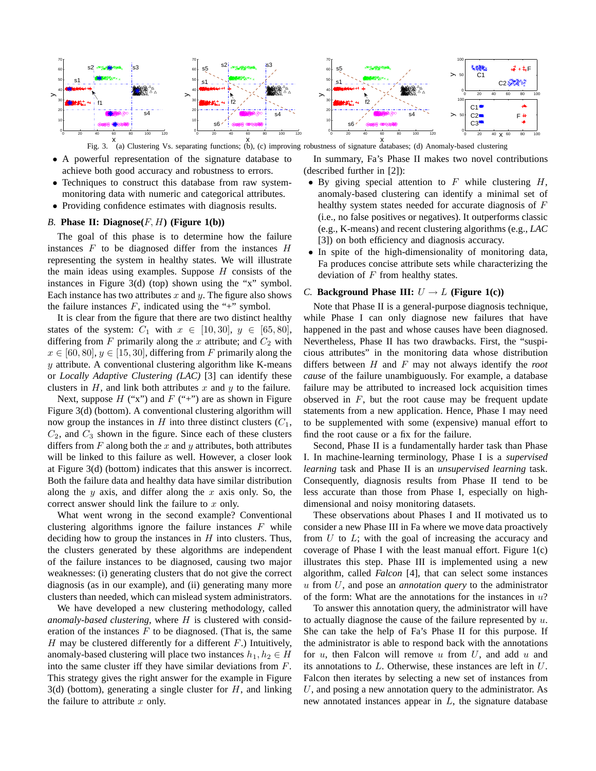Fig. 3. (a) Clustering Vs. separating functions; (b), (c) improving robustness of signature databases; (d) Anomaly-based clustering

- A powerful representation of the signature database to achieve both good accuracy and robustness to errors.
- Techniques to construct this database from raw system-monitoring data with numeric and categorical attributes.
- Providing confidence estimates with diagnosis results.

### B. Phase II: Diagnose($F, H$) (Figure 1(b))

The goal of this phase is to determine how the failure instances $F$ to be diagnosed differ from the instances $H$ representing the system in healthy states. We will illustrate the main ideas using examples. Suppose $H$ consists of the instances in Figure 3(d) (top) shown using the "x" symbol. Each instance has two attributes $x$ and $y$. The figure also shows the failure instances $F$, indicated using the "+" symbol.

It is clear from the figure that there are two distinct healthy states of the system: $C_1$ with $x \in [10, 30]$, $y \in [65, 80]$, differing from $F$ primarily along the $x$ attribute; and $C_2$ with $x \in [60, 80]$, $y \in [15, 30]$, differing from $F$ primarily along the $y$ attribute. A conventional clustering algorithm like K-means or *Locally Adaptive Clustering (LAC)* [3] can identify these clusters in $H$, and link both attributes $x$ and $y$ to the failure.

Next, suppose $H$ ("x") and $F$ ("+") are as shown in Figure Figure 3(d) (bottom). A conventional clustering algorithm will now group the instances in $H$ into three distinct clusters ($C_1$, $C_2$, and $C_3$ shown in the figure. Since each of these clusters differs from $F$ along both the $x$ and $y$ attributes, both attributes will be linked to this failure as well. However, a closer look at Figure 3(d) (bottom) indicates that this answer is incorrect. Both the failure data and healthy data have similar distribution along the $y$ axis, and differ along the $x$ axis only. So, the correct answer should link the failure to $x$ only.

What went wrong in the second example? Conventional clustering algorithms ignore the failure instances $F$ while deciding how to group the instances in $H$ into clusters. Thus, the clusters generated by these algorithms are independent of the failure instances to be diagnosed, causing two major weaknesses: (i) generating clusters that do not give the correct diagnosis (as in our example), and (ii) generating many more clusters than needed, which can mislead system administrators.

We have developed a new clustering methodology, called *anomaly-based clustering*, where $H$ is clustered with consideration of the instances $F$ to be diagnosed. (That is, the same $H$ may be clustered differently for a different $F$.) Intuitively, anomaly-based clustering will place two instances $h_1, h_2 \in H$ into the same cluster iff they have similar deviations from $F$. This strategy gives the right answer for the example in Figure 3(d) (bottom), generating a single cluster for $H$, and linking the failure to attribute $x$ only.

In summary, Fa's Phase II makes two novel contributions (described further in [2]):

- By giving special attention to $F$ while clustering $H$, anomaly-based clustering can identify a minimal set of healthy system states needed for accurate diagnosis of $F$ (i.e., no false positives or negatives). It outperforms classic (e.g., K-means) and recent clustering algorithms (e.g., *LAC* [3]) on both efficiency and diagnosis accuracy.
- In spite of the high-dimensionality of monitoring data, Fa produces concise attribute sets while characterizing the deviation of $F$ from healthy states.

### C. Background Phase III: $U \rightarrow L$ (Figure 1(c))

Note that Phase II is a general-purpose diagnosis technique, while Phase I can only diagnose new failures that have happened in the past and whose causes have been diagnosed. Nevertheless, Phase II has two drawbacks. First, the "suspicious attributes" in the monitoring data whose distribution differs between $H$ and $F$ may not always identify the *root cause* of the failure unambiguously. For example, a database failure may be attributed to increased lock acquisition times observed in $F$, but the root cause may be frequent update statements from a new application. Hence, Phase I may need to be supplemented with some (expensive) manual effort to find the root cause or a fix for the failure.

Second, Phase II is a fundamentally harder task than Phase I. In machine-learning terminology, Phase I is a *supervised learning* task and Phase II is an *unsupervised learning* task. Consequently, diagnosis results from Phase II tend to be less accurate than those from Phase I, especially on high-dimensional and noisy monitoring datasets.

These observations about Phases I and II motivated us to consider a new Phase III in Fa where we move data proactively from $U$ to $L$; with the goal of increasing the accuracy and coverage of Phase I with the least manual effort. Figure 1(c) illustrates this step. Phase III is implemented using a new algorithm, called *Falcon* [4], that can select some instances $u$ from $U$, and pose an *annotation query* to the administrator of the form: What are the annotations for the instances in $u$?

To answer this annotation query, the administrator will have to actually diagnose the cause of the failure represented by $u$. She can take the help of Fa's Phase II for this purpose. If the administrator is able to respond back with the annotations for $u$, then Falcon will remove $u$ from $U$, and add $u$ and its annotations to $L$. Otherwise, these instances are left in $U$. Falcon then iterates by selecting a new set of instances from $U$, and posing a new annotation query to the administrator. As new annotated instances appear in $L$, the signature database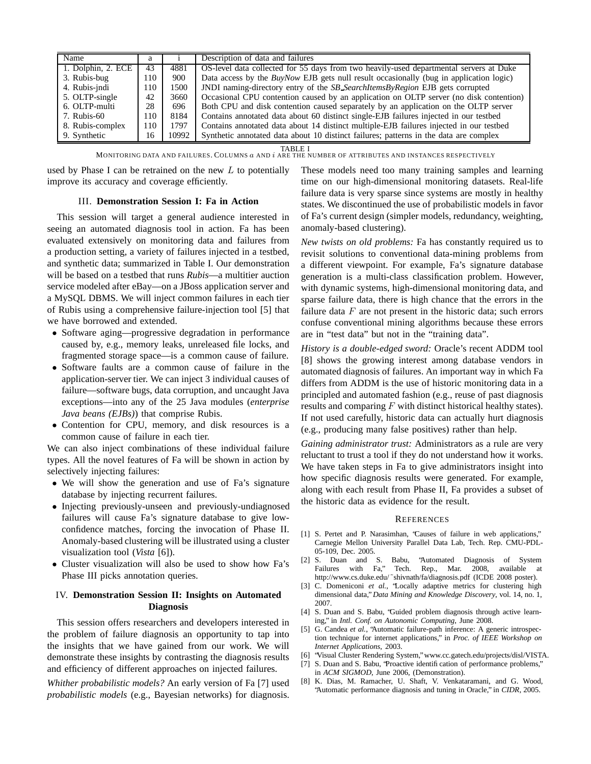| Name | a | i | Description of data and failures |
|---|---|---|---|
| 1. Dolphin, 2. ECE | 43 | 4881 | OS-level data collected for 55 days from two heavily-used departmental servers at Duke |
| 3. Rubis-bug | 110 | 900 | Data access by the *BuyNow* EJB gets null result occasionally (bug in application logic) |
| 4. Rubis-jndi | 110 | 1500 | JNDI naming-directory entry of the *SB_SearchItemsByRegion* EJB gets corrupted |
| 5. OLTP-single | 42 | 3660 | Occasional CPU contention caused by an application on OLTP server (no disk contention) |
| 6. OLTP-multi | 28 | 696 | Both CPU and disk contention caused separately by an application on the OLTP server |
| 7. Rubis-60 | 110 | 8184 | Contains annotated data about 60 distinct single-EJB failures injected in our testbed |
| 8. Rubis-complex | 110 | 1797 | Contains annotated data about 14 distinct multiple-EJB failures injected in our testbed |
| 9. Synthetic | 16 | 10992 | Synthetic annotated data about 10 distinct failures; patterns in the data are complex |

TABLE I

MONITORING DATA AND FAILURES. COLUMNS $a$ AND $i$ ARE THE NUMBER OF ATTRIBUTES AND INSTANCES RESPECTIVELY

used by Phase I can be retrained on the new $L$ to potentially improve its accuracy and coverage efficiently.

## III. Demonstration Session I: Fa in Action

This session will target a general audience interested in seeing an automated diagnosis tool in action. Fa has been evaluated extensively on monitoring data and failures from a production setting, a variety of failures injected in a testbed, and synthetic data; summarized in Table I. Our demonstration will be based on a testbed that runs *Rubis*—a multitier auction service modeled after eBay—on a JBoss application server and a MySQL DBMS. We will inject common failures in each tier of Rubis using a comprehensive failure-injection tool [5] that we have borrowed and extended.

- Software aging—progressive degradation in performance caused by, e.g., memory leaks, unreleased file locks, and fragmented storage space—is a common cause of failure.
- Software faults are a common cause of failure in the application-server tier. We can inject 3 individual causes of failure—software bugs, data corruption, and uncaught Java exceptions—into any of the 25 Java modules (*enterprise Java beans (EJBs)*) that comprise Rubis.
- Contention for CPU, memory, and disk resources is a common cause of failure in each tier.

We can also inject combinations of these individual failure types. All the novel features of Fa will be shown in action by selectively injecting failures:

- We will show the generation and use of Fa's signature database by injecting recurrent failures.
- Injecting previously-unseen and previously-undiagnosed failures will cause Fa's signature database to give low-confidence matches, forcing the invocation of Phase II. Anomaly-based clustering will be illustrated using a cluster visualization tool (*Vista* [6]).
- Cluster visualization will also be used to show how Fa's Phase III picks annotation queries.

## IV. Demonstration Session II: Insights on Automated Diagnosis

This session offers researchers and developers interested in the problem of failure diagnosis an opportunity to tap into the insights that we have gained from our work. We will demonstrate these insights by contrasting the diagnosis results and efficiency of different approaches on injected failures.

*Whither probabilistic models?* An early version of Fa [7] used *probabilistic models* (e.g., Bayesian networks) for diagnosis. These models need too many training samples and learning time on our high-dimensional monitoring datasets. Real-life failure data is very sparse since systems are mostly in healthy states. We discontinued the use of probabilistic models in favor of Fa's current design (simpler models, redundancy, weighting, anomaly-based clustering).

*New twists on old problems:* Fa has constantly required us to revisit solutions to conventional data-mining problems from a different viewpoint. For example, Fa's signature database generation is a multi-class classification problem. However, with dynamic systems, high-dimensional monitoring data, and sparse failure data, there is high chance that the errors in the failure data $F$ are not present in the historic data; such errors confuse conventional mining algorithms because these errors are in "test data" but not in the "training data".

*History is a double-edged sword:* Oracle's recent ADDM tool [8] shows the growing interest among database vendors in automated diagnosis of failures. An important way in which Fa differs from ADDM is the use of historic monitoring data in a principled and automated fashion (e.g., reuse of past diagnosis results and comparing $F$ with distinct historical healthy states). If not used carefully, historic data can actually hurt diagnosis (e.g., producing many false positives) rather than help.

*Gaining administrator trust:* Administrators as a rule are very reluctant to trust a tool if they do not understand how it works. We have taken steps in Fa to give administrators insight into how specific diagnosis results were generated. For example, along with each result from Phase II, Fa provides a subset of the historic data as evidence for the result.

## REFERENCES

[1] S. Pertet and P. Narasimhan, "Causes of failure in web applications," Carnegie Mellon University Parallel Data Lab, Tech. Rep. CMU-PDL-05-109, Dec. 2005.

[2] S. Duan and S. Babu, "Automated Diagnosis of System Failures with Fa," Tech. Rep., Mar. 2008, available at http://www.cs.duke.edu/~shivnath/fa/diagnosis.pdf (ICDE 2008 poster).

[3] C. Domeniconi *et al.*, "Locally adaptive metrics for clustering high dimensional data," *Data Mining and Knowledge Discovery*, vol. 14, no. 1, 2007.

[4] S. Duan and S. Babu, "Guided problem diagnosis through active learning," in *Intl. Conf. on Autonomic Computing*, June 2008.

[5] G. Candea *et al.*, "Automatic failure-path inference: A generic introspection technique for internet applications," in *Proc. of IEEE Workshop on Internet Applications*, 2003.

[6] "Visual Cluster Rendering System," www.cc.gatech.edu/projects/disl/VISTA.

[7] S. Duan and S. Babu, "Proactive identification of performance problems," in *ACM SIGMOD*, June 2006, (Demonstration).

[8] K. Dias, M. Ramacher, U. Shaft, V. Venkataramani, and G. Wood, "Automatic performance diagnosis and tuning in Oracle," in *CIDR*, 2005.